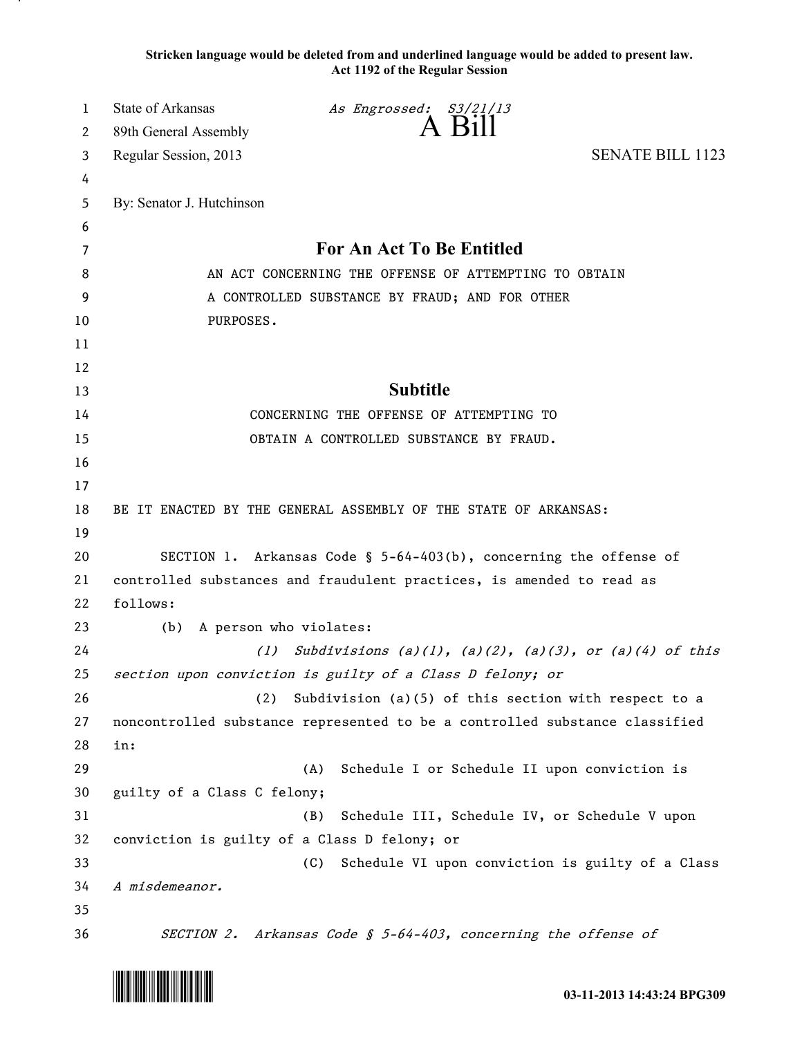**Stricken language would be deleted from and underlined language would be added to present law.**
**Act 1192 of the Regular Session**

State of Arkansas
89th General Assembly
Regular Session, 2013

*As Engrossed: S3/21/13*

# A Bill

SENATE BILL 1123

By: Senator J. Hutchinson

## For An Act To Be Entitled

AN ACT CONCERNING THE OFFENSE OF ATTEMPTING TO OBTAIN A CONTROLLED SUBSTANCE BY FRAUD; AND FOR OTHER PURPOSES.

## Subtitle

CONCERNING THE OFFENSE OF ATTEMPTING TO OBTAIN A CONTROLLED SUBSTANCE BY FRAUD.

BE IT ENACTED BY THE GENERAL ASSEMBLY OF THE STATE OF ARKANSAS:

SECTION 1. Arkansas Code § 5-64-403(b), concerning the offense of controlled substances and fraudulent practices, is amended to read as follows:

(b) A person who violates:

*(1) Subdivisions (a)(1), (a)(2), (a)(3), or (a)(4) of this section upon conviction is guilty of a Class D felony; or*

(2) Subdivision (a)(5) of this section with respect to a noncontrolled substance represented to be a controlled substance classified in:

(A) Schedule I or Schedule II upon conviction is guilty of a Class C felony;

(B) Schedule III, Schedule IV, or Schedule V upon conviction is guilty of a Class D felony; or

(C) Schedule VI upon conviction is guilty of a Class *A misdemeanor.*

*SECTION 2. Arkansas Code § 5-64-403, concerning the offense of*

03-11-2013 14:43:24 BPG309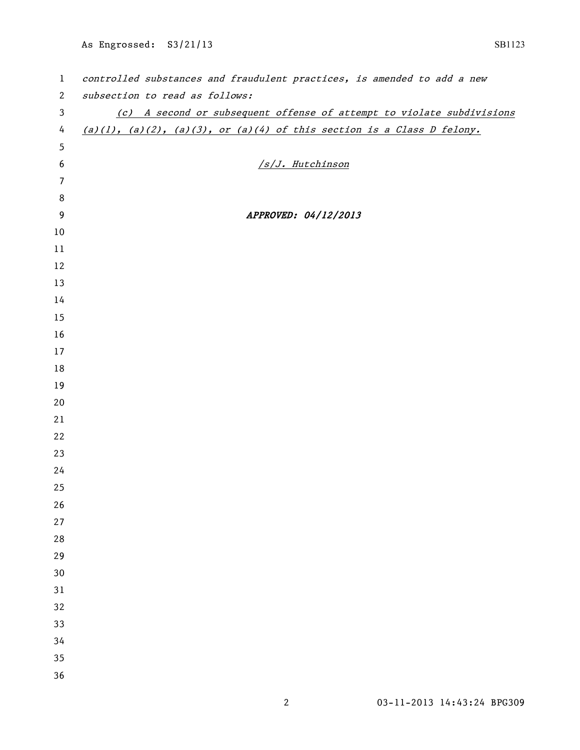*controlled substances and fraudulent practices, is amended to add a new subsection to read as follows:*

*(c) A second or subsequent offense of attempt to violate subdivisions (a)(1), (a)(2), (a)(3), or (a)(4) of this section is a Class D felony.*

*/s/J. Hutchinson*

***APPROVED: 04/12/2013***